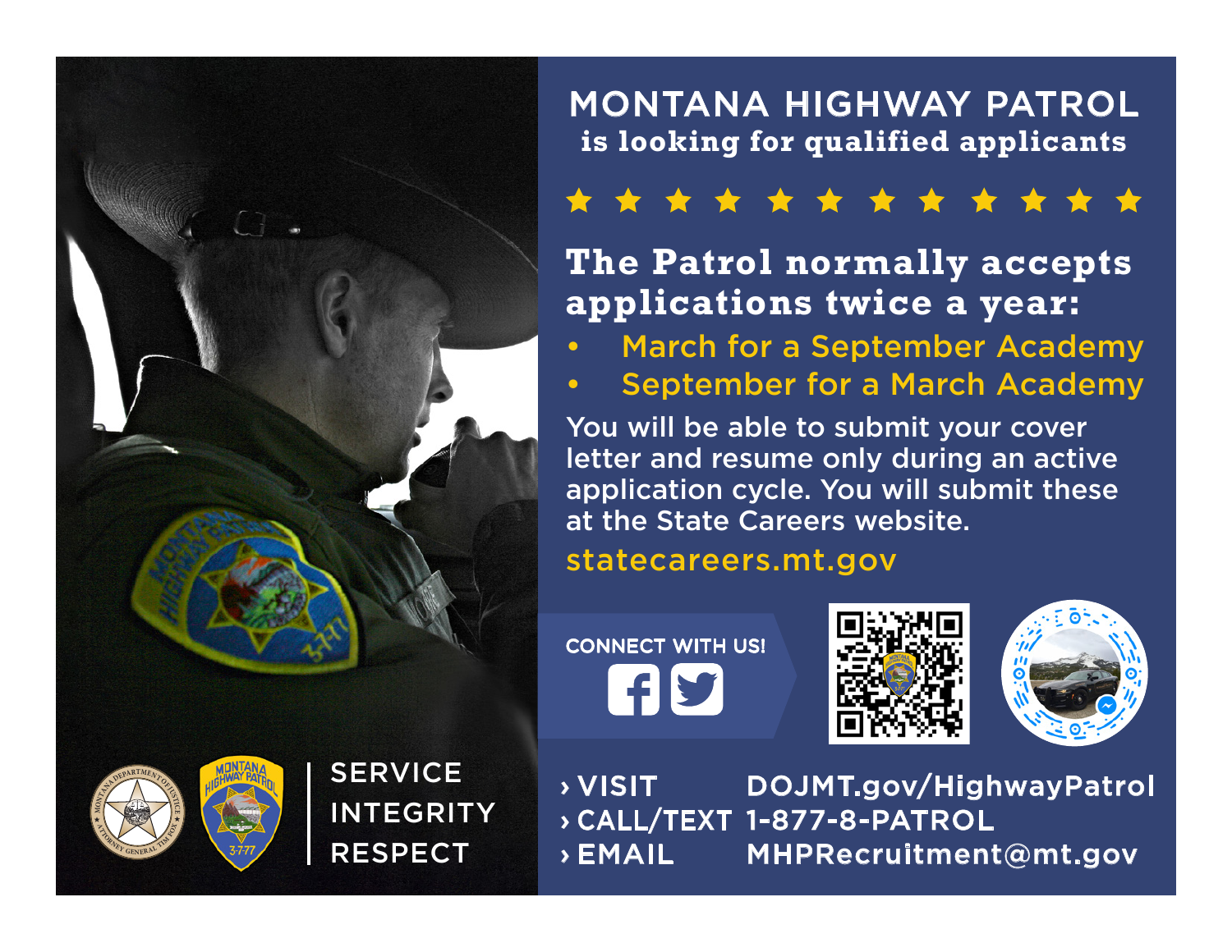# MONTANA HIGHWAY PATROL

**is looking for qualified applicants**

★ ★ ★ ★ ★ ★ ★ ★ ★ ★ ★ ★

## The Patrol normally accepts applications twice a year:

- March for a September Academy
- September for a March Academy

You will be able to submit your cover letter and resume only during an active application cycle. You will submit these at the State Careers website.

statecareers.mt.gov

CONNECT WITH US!

› VISIT DOJMT.gov/HighwayPatrol

› CALL/TEXT 1-877-8-PATROL

› EMAIL MHPRecruitment@mt.gov

SERVICE

INTEGRITY

RESPECT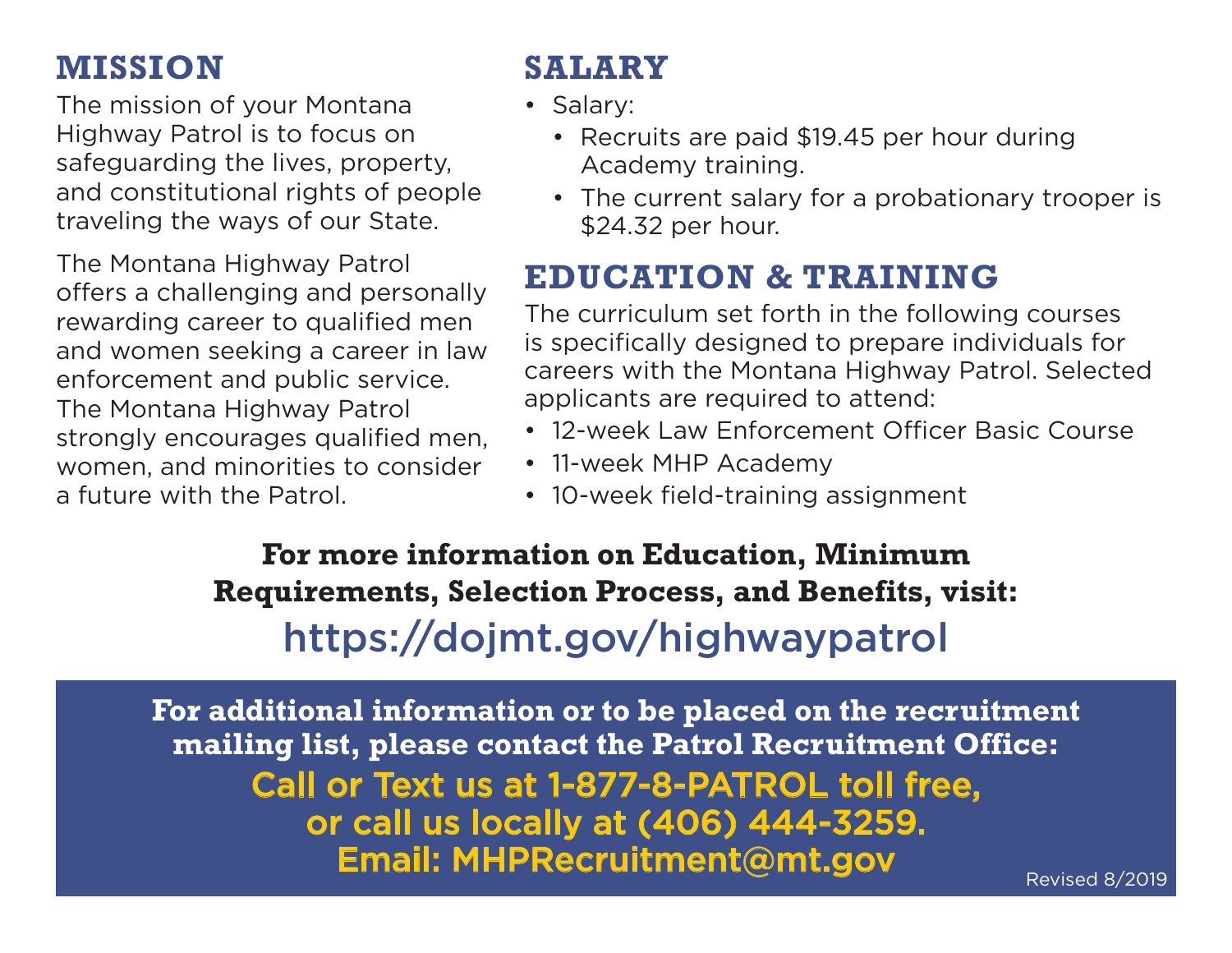## MISSION

The mission of your Montana Highway Patrol is to focus on safeguarding the lives, property, and constitutional rights of people traveling the ways of our State.

The Montana Highway Patrol offers a challenging and personally rewarding career to qualified men and women seeking a career in law enforcement and public service. The Montana Highway Patrol strongly encourages qualified men, women, and minorities to consider a future with the Patrol.

## SALARY

- Salary:
  - Recruits are paid $19.45 per hour during Academy training.
  - The current salary for a probationary trooper is $24.32 per hour.

## EDUCATION & TRAINING

The curriculum set forth in the following courses is specifically designed to prepare individuals for careers with the Montana Highway Patrol. Selected applicants are required to attend:

- 12-week Law Enforcement Officer Basic Course
- 11-week MHP Academy
- 10-week field-training assignment

**For more information on Education, Minimum Requirements, Selection Process, and Benefits, visit:**

https://dojmt.gov/highwaypatrol

**For additional information or to be placed on the recruitment mailing list, please contact the Patrol Recruitment Office:**

**Call or Text us at 1-877-8-PATROL toll free, or call us locally at (406) 444-3259.**
**Email: MHPRecruitment@mt.gov**

Revised 8/2019